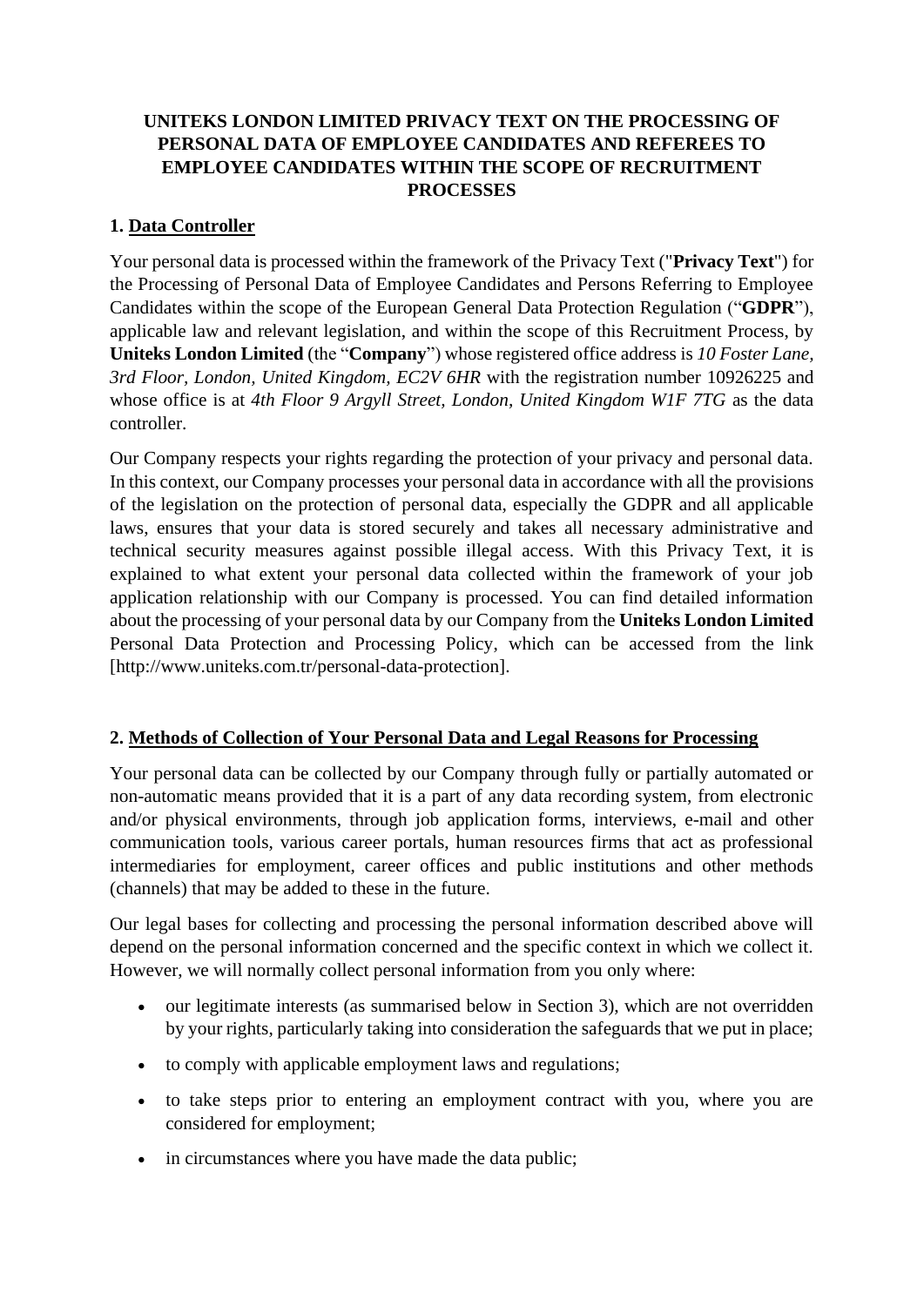# UNITEKS LONDON LIMITED PRIVACY TEXT ON THE PROCESSING OF PERSONAL DATA OF EMPLOYEE CANDIDATES AND REFEREES TO EMPLOYEE CANDIDATES WITHIN THE SCOPE OF RECRUITMENT PROCESSES

## 1. Data Controller

Your personal data is processed within the framework of the Privacy Text ("**Privacy Text**") for the Processing of Personal Data of Employee Candidates and Persons Referring to Employee Candidates within the scope of the European General Data Protection Regulation ("**GDPR**"), applicable law and relevant legislation, and within the scope of this Recruitment Process, by **Uniteks London Limited** (the "**Company**") whose registered office address is *10 Foster Lane, 3rd Floor, London, United Kingdom, EC2V 6HR* with the registration number 10926225 and whose office is at *4th Floor 9 Argyll Street, London, United Kingdom W1F 7TG* as the data controller.

Our Company respects your rights regarding the protection of your privacy and personal data. In this context, our Company processes your personal data in accordance with all the provisions of the legislation on the protection of personal data, especially the GDPR and all applicable laws, ensures that your data is stored securely and takes all necessary administrative and technical security measures against possible illegal access. With this Privacy Text, it is explained to what extent your personal data collected within the framework of your job application relationship with our Company is processed. You can find detailed information about the processing of your personal data by our Company from the **Uniteks London Limited** Personal Data Protection and Processing Policy, which can be accessed from the link [http://www.uniteks.com.tr/personal-data-protection].

## 2. Methods of Collection of Your Personal Data and Legal Reasons for Processing

Your personal data can be collected by our Company through fully or partially automated or non-automatic means provided that it is a part of any data recording system, from electronic and/or physical environments, through job application forms, interviews, e-mail and other communication tools, various career portals, human resources firms that act as professional intermediaries for employment, career offices and public institutions and other methods (channels) that may be added to these in the future.

Our legal bases for collecting and processing the personal information described above will depend on the personal information concerned and the specific context in which we collect it. However, we will normally collect personal information from you only where:

- our legitimate interests (as summarised below in Section 3), which are not overridden by your rights, particularly taking into consideration the safeguards that we put in place;
- to comply with applicable employment laws and regulations;
- to take steps prior to entering an employment contract with you, where you are considered for employment;
- in circumstances where you have made the data public;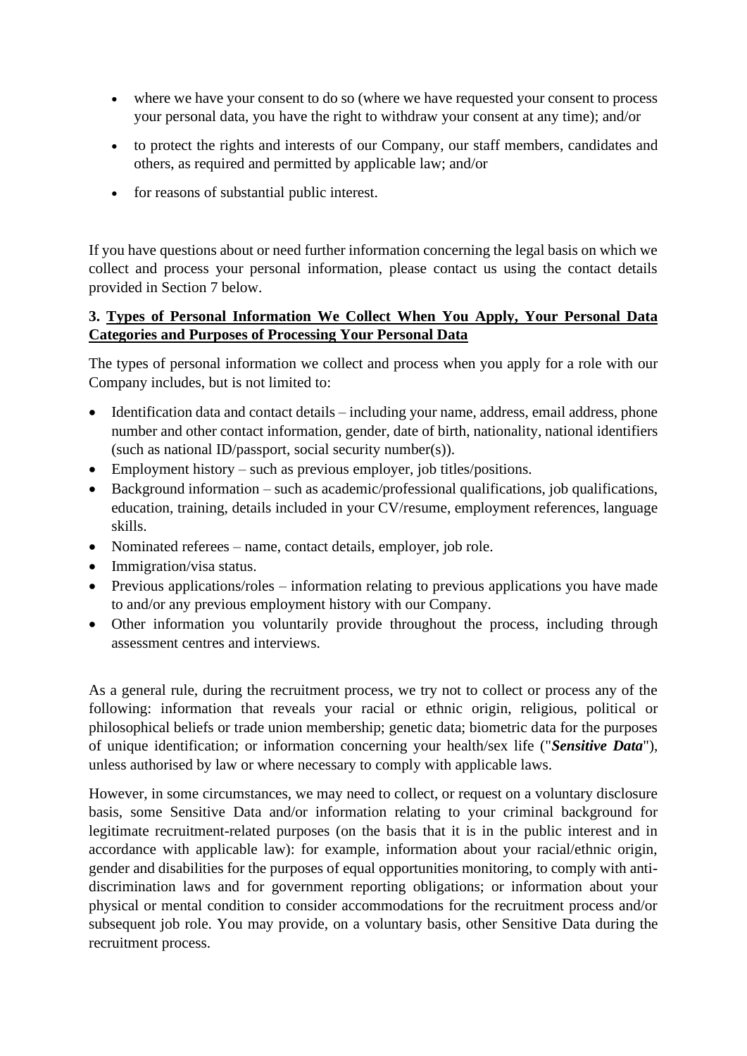- where we have your consent to do so (where we have requested your consent to process your personal data, you have the right to withdraw your consent at any time); and/or
- to protect the rights and interests of our Company, our staff members, candidates and others, as required and permitted by applicable law; and/or
- for reasons of substantial public interest.

If you have questions about or need further information concerning the legal basis on which we collect and process your personal information, please contact us using the contact details provided in Section 7 below.

### 3. Types of Personal Information We Collect When You Apply, Your Personal Data Categories and Purposes of Processing Your Personal Data

The types of personal information we collect and process when you apply for a role with our Company includes, but is not limited to:

- Identification data and contact details – including your name, address, email address, phone number and other contact information, gender, date of birth, nationality, national identifiers (such as national ID/passport, social security number(s)).
- Employment history – such as previous employer, job titles/positions.
- Background information – such as academic/professional qualifications, job qualifications, education, training, details included in your CV/resume, employment references, language skills.
- Nominated referees – name, contact details, employer, job role.
- Immigration/visa status.
- Previous applications/roles – information relating to previous applications you have made to and/or any previous employment history with our Company.
- Other information you voluntarily provide throughout the process, including through assessment centres and interviews.

As a general rule, during the recruitment process, we try not to collect or process any of the following: information that reveals your racial or ethnic origin, religious, political or philosophical beliefs or trade union membership; genetic data; biometric data for the purposes of unique identification; or information concerning your health/sex life ("***Sensitive Data***"), unless authorised by law or where necessary to comply with applicable laws.

However, in some circumstances, we may need to collect, or request on a voluntary disclosure basis, some Sensitive Data and/or information relating to your criminal background for legitimate recruitment-related purposes (on the basis that it is in the public interest and in accordance with applicable law): for example, information about your racial/ethnic origin, gender and disabilities for the purposes of equal opportunities monitoring, to comply with anti-discrimination laws and for government reporting obligations; or information about your physical or mental condition to consider accommodations for the recruitment process and/or subsequent job role. You may provide, on a voluntary basis, other Sensitive Data during the recruitment process.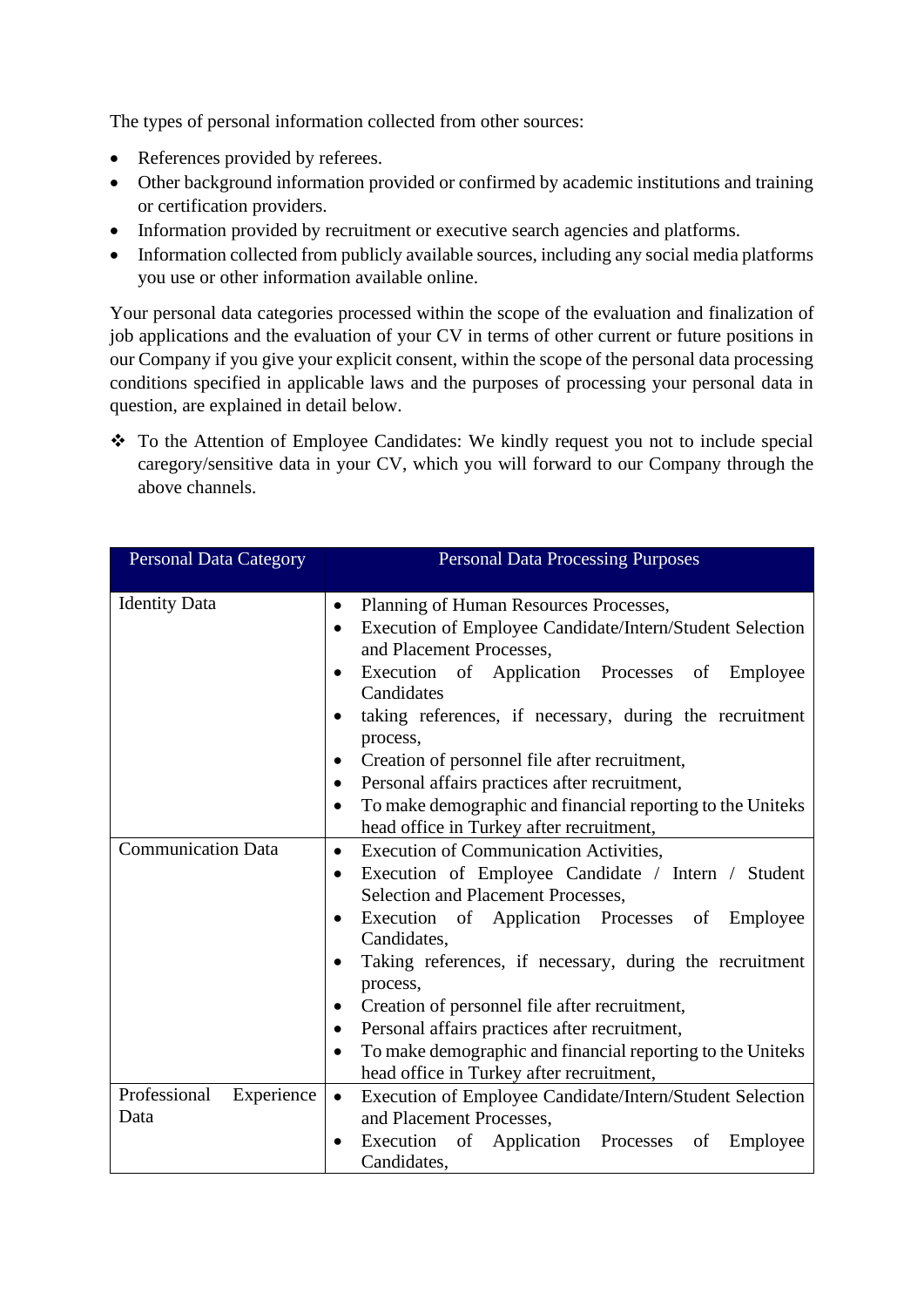The types of personal information collected from other sources:

- References provided by referees.
- Other background information provided or confirmed by academic institutions and training or certification providers.
- Information provided by recruitment or executive search agencies and platforms.
- Information collected from publicly available sources, including any social media platforms you use or other information available online.

Your personal data categories processed within the scope of the evaluation and finalization of job applications and the evaluation of your CV in terms of other current or future positions in our Company if you give your explicit consent, within the scope of the personal data processing conditions specified in applicable laws and the purposes of processing your personal data in question, are explained in detail below.

❖ To the Attention of Employee Candidates: We kindly request you not to include special category/sensitive data in your CV, which you will forward to our Company through the above channels.

| Personal Data Category | Personal Data Processing Purposes |
|---|---|
| Identity Data | • Planning of Human Resources Processes,<br>• Execution of Employee Candidate/Intern/Student Selection and Placement Processes,<br>• Execution of Application Processes of Employee Candidates<br>• taking references, if necessary, during the recruitment process,<br>• Creation of personnel file after recruitment,<br>• Personal affairs practices after recruitment,<br>• To make demographic and financial reporting to the Uniteks head office in Turkey after recruitment, |
| Communication Data | • Execution of Communication Activities,<br>• Execution of Employee Candidate / Intern / Student Selection and Placement Processes,<br>• Execution of Application Processes of Employee Candidates,<br>• Taking references, if necessary, during the recruitment process,<br>• Creation of personnel file after recruitment,<br>• Personal affairs practices after recruitment,<br>• To make demographic and financial reporting to the Uniteks head office in Turkey after recruitment, |
| Professional Experience Data | • Execution of Employee Candidate/Intern/Student Selection and Placement Processes,<br>• Execution of Application Processes of Employee Candidates, |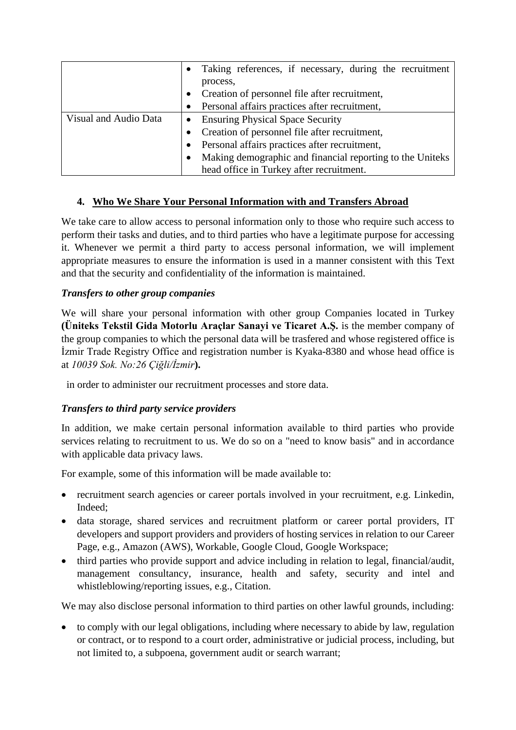| | |
|---|---|
| | • Taking references, if necessary, during the recruitment process,<br>• Creation of personnel file after recruitment,<br>• Personal affairs practices after recruitment, |
| Visual and Audio Data | • Ensuring Physical Space Security<br>• Creation of personnel file after recruitment,<br>• Personal affairs practices after recruitment,<br>• Making demographic and financial reporting to the Uniteks head office in Turkey after recruitment. |

## 4. Who We Share Your Personal Information with and Transfers Abroad

We take care to allow access to personal information only to those who require such access to perform their tasks and duties, and to third parties who have a legitimate purpose for accessing it. Whenever we permit a third party to access personal information, we will implement appropriate measures to ensure the information is used in a manner consistent with this Text and that the security and confidentiality of the information is maintained.

***Transfers to other group companies***

We will share your personal information with other group Companies located in Turkey **(Üniteks Tekstil Gida Motorlu Araçlar Sanayi ve Ticaret A.Ş.** is the member company of the group companies to which the personal data will be trasfered and whose registered office is İzmir Trade Registry Office and registration number is Kyaka-8380 and whose head office is at *10039 Sok. No:26 Çiğli/İzmir***).**

in order to administer our recruitment processes and store data.

***Transfers to third party service providers***

In addition, we make certain personal information available to third parties who provide services relating to recruitment to us. We do so on a "need to know basis" and in accordance with applicable data privacy laws.

For example, some of this information will be made available to:

- recruitment search agencies or career portals involved in your recruitment, e.g. Linkedin, Indeed;
- data storage, shared services and recruitment platform or career portal providers, IT developers and support providers and providers of hosting services in relation to our Career Page, e.g., Amazon (AWS), Workable, Google Cloud, Google Workspace;
- third parties who provide support and advice including in relation to legal, financial/audit, management consultancy, insurance, health and safety, security and intel and whistleblowing/reporting issues, e.g., Citation.

We may also disclose personal information to third parties on other lawful grounds, including:

- to comply with our legal obligations, including where necessary to abide by law, regulation or contract, or to respond to a court order, administrative or judicial process, including, but not limited to, a subpoena, government audit or search warrant;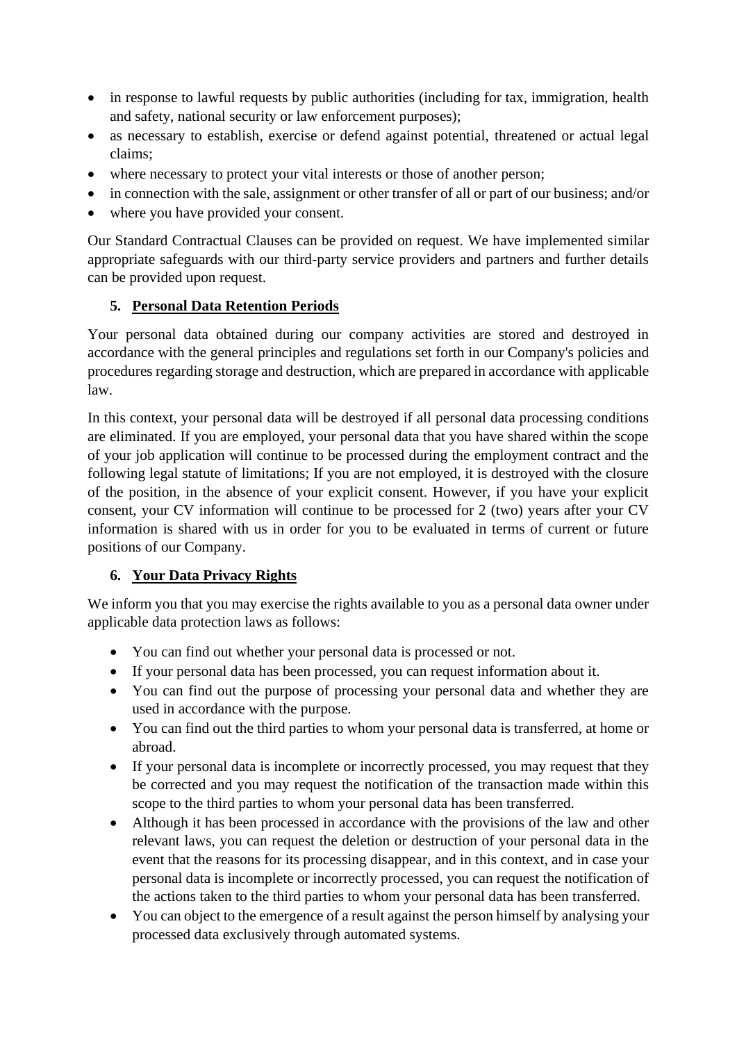- in response to lawful requests by public authorities (including for tax, immigration, health and safety, national security or law enforcement purposes);
- as necessary to establish, exercise or defend against potential, threatened or actual legal claims;
- where necessary to protect your vital interests or those of another person;
- in connection with the sale, assignment or other transfer of all or part of our business; and/or
- where you have provided your consent.

Our Standard Contractual Clauses can be provided on request. We have implemented similar appropriate safeguards with our third-party service providers and partners and further details can be provided upon request.

## 5. Personal Data Retention Periods

Your personal data obtained during our company activities are stored and destroyed in accordance with the general principles and regulations set forth in our Company's policies and procedures regarding storage and destruction, which are prepared in accordance with applicable law.

In this context, your personal data will be destroyed if all personal data processing conditions are eliminated. If you are employed, your personal data that you have shared within the scope of your job application will continue to be processed during the employment contract and the following legal statute of limitations; If you are not employed, it is destroyed with the closure of the position, in the absence of your explicit consent. However, if you have your explicit consent, your CV information will continue to be processed for 2 (two) years after your CV information is shared with us in order for you to be evaluated in terms of current or future positions of our Company.

## 6. Your Data Privacy Rights

We inform you that you may exercise the rights available to you as a personal data owner under applicable data protection laws as follows:

- You can find out whether your personal data is processed or not.
- If your personal data has been processed, you can request information about it.
- You can find out the purpose of processing your personal data and whether they are used in accordance with the purpose.
- You can find out the third parties to whom your personal data is transferred, at home or abroad.
- If your personal data is incomplete or incorrectly processed, you may request that they be corrected and you may request the notification of the transaction made within this scope to the third parties to whom your personal data has been transferred.
- Although it has been processed in accordance with the provisions of the law and other relevant laws, you can request the deletion or destruction of your personal data in the event that the reasons for its processing disappear, and in this context, and in case your personal data is incomplete or incorrectly processed, you can request the notification of the actions taken to the third parties to whom your personal data has been transferred.
- You can object to the emergence of a result against the person himself by analysing your processed data exclusively through automated systems.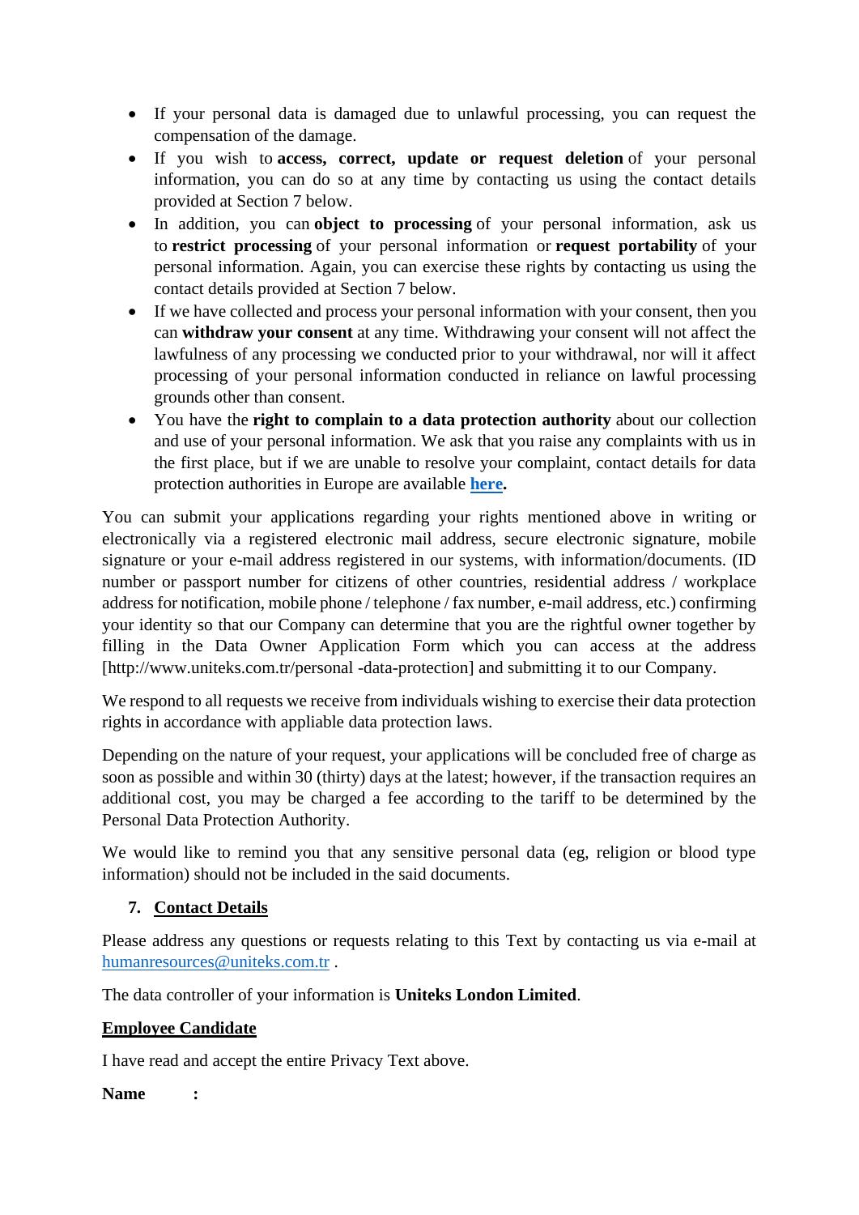- If your personal data is damaged due to unlawful processing, you can request the compensation of the damage.
- If you wish to **access, correct, update or request deletion** of your personal information, you can do so at any time by contacting us using the contact details provided at Section 7 below.
- In addition, you can **object to processing** of your personal information, ask us to **restrict processing** of your personal information or **request portability** of your personal information. Again, you can exercise these rights by contacting us using the contact details provided at Section 7 below.
- If we have collected and process your personal information with your consent, then you can **withdraw your consent** at any time. Withdrawing your consent will not affect the lawfulness of any processing we conducted prior to your withdrawal, nor will it affect processing of your personal information conducted in reliance on lawful processing grounds other than consent.
- You have the **right to complain to a data protection authority** about our collection and use of your personal information. We ask that you raise any complaints with us in the first place, but if we are unable to resolve your complaint, contact details for data protection authorities in Europe are available **here**.

You can submit your applications regarding your rights mentioned above in writing or electronically via a registered electronic mail address, secure electronic signature, mobile signature or your e-mail address registered in our systems, with information/documents. (ID number or passport number for citizens of other countries, residential address / workplace address for notification, mobile phone / telephone / fax number, e-mail address, etc.) confirming your identity so that our Company can determine that you are the rightful owner together by filling in the Data Owner Application Form which you can access at the address [http://www.uniteks.com.tr/personal -data-protection] and submitting it to our Company.

We respond to all requests we receive from individuals wishing to exercise their data protection rights in accordance with appliable data protection laws.

Depending on the nature of your request, your applications will be concluded free of charge as soon as possible and within 30 (thirty) days at the latest; however, if the transaction requires an additional cost, you may be charged a fee according to the tariff to be determined by the Personal Data Protection Authority.

We would like to remind you that any sensitive personal data (eg, religion or blood type information) should not be included in the said documents.

## 7. Contact Details

Please address any questions or requests relating to this Text by contacting us via e-mail at humanresources@uniteks.com.tr .

The data controller of your information is **Uniteks London Limited**.

**Employee Candidate**

I have read and accept the entire Privacy Text above.

**Name :**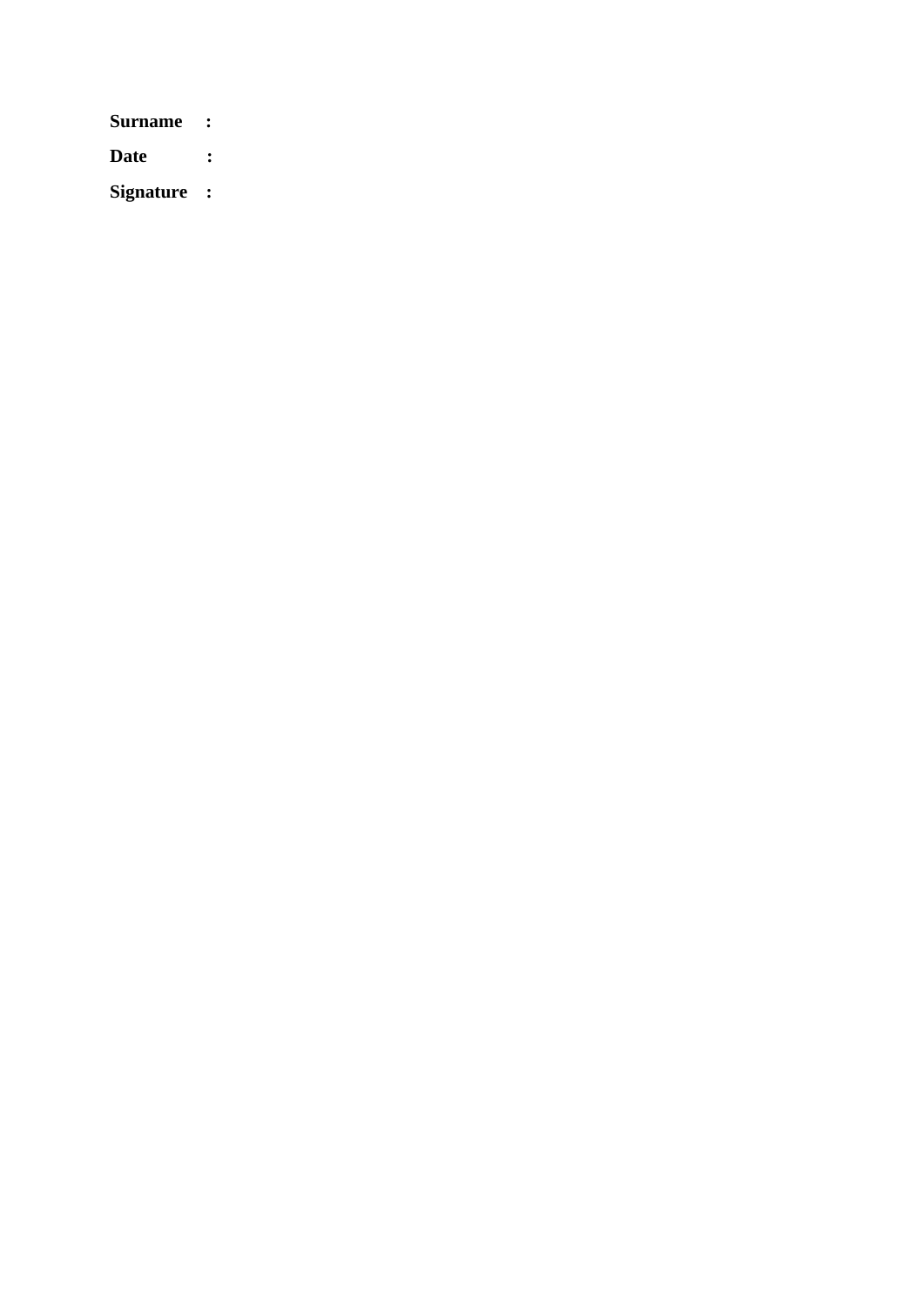**Surname** **:**

**Date** **:**

**Signature** **:**